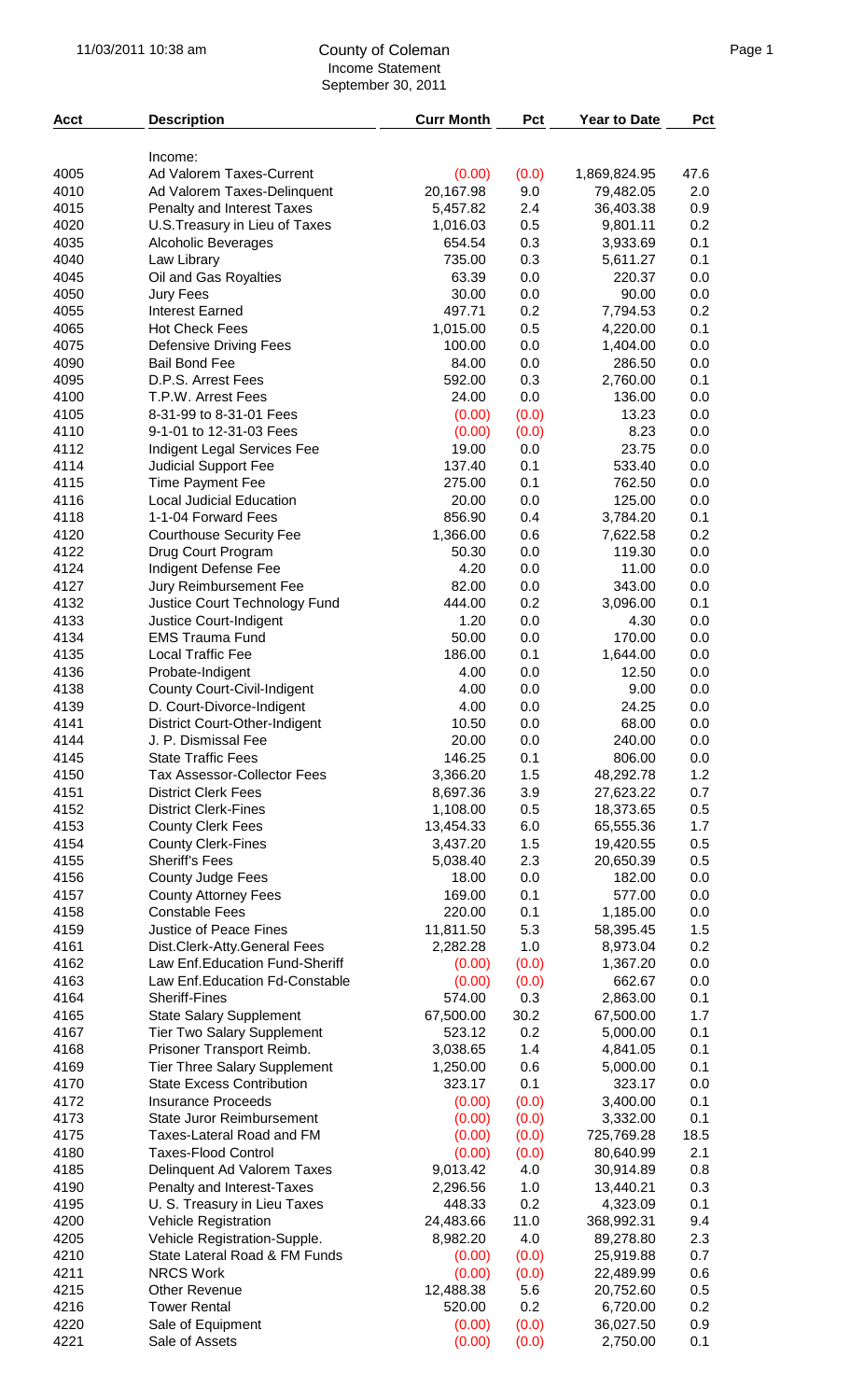# County of Coleman

Income Statement

September 30, 2011

11/03/2011 10:38 am

| Acct | Description | Curr Month | Pct | Year to Date | Pct |
|---|---|---|---|---|---|
| | Income: | | | | |
| 4005 | Ad Valorem Taxes-Current | (0.00) | (0.0) | 1,869,824.95 | 47.6 |
| 4010 | Ad Valorem Taxes-Delinquent | 20,167.98 | 9.0 | 79,482.05 | 2.0 |
| 4015 | Penalty and Interest Taxes | 5,457.82 | 2.4 | 36,403.38 | 0.9 |
| 4020 | U.S.Treasury in Lieu of Taxes | 1,016.03 | 0.5 | 9,801.11 | 0.2 |
| 4035 | Alcoholic Beverages | 654.54 | 0.3 | 3,933.69 | 0.1 |
| 4040 | Law Library | 735.00 | 0.3 | 5,611.27 | 0.1 |
| 4045 | Oil and Gas Royalties | 63.39 | 0.0 | 220.37 | 0.0 |
| 4050 | Jury Fees | 30.00 | 0.0 | 90.00 | 0.0 |
| 4055 | Interest Earned | 497.71 | 0.2 | 7,794.53 | 0.2 |
| 4065 | Hot Check Fees | 1,015.00 | 0.5 | 4,220.00 | 0.1 |
| 4075 | Defensive Driving Fees | 100.00 | 0.0 | 1,404.00 | 0.0 |
| 4090 | Bail Bond Fee | 84.00 | 0.0 | 286.50 | 0.0 |
| 4095 | D.P.S. Arrest Fees | 592.00 | 0.3 | 2,760.00 | 0.1 |
| 4100 | T.P.W. Arrest Fees | 24.00 | 0.0 | 136.00 | 0.0 |
| 4105 | 8-31-99 to 8-31-01 Fees | (0.00) | (0.0) | 13.23 | 0.0 |
| 4110 | 9-1-01 to 12-31-03 Fees | (0.00) | (0.0) | 8.23 | 0.0 |
| 4112 | Indigent Legal Services Fee | 19.00 | 0.0 | 23.75 | 0.0 |
| 4114 | Judicial Support Fee | 137.40 | 0.1 | 533.40 | 0.0 |
| 4115 | Time Payment Fee | 275.00 | 0.1 | 762.50 | 0.0 |
| 4116 | Local Judicial Education | 20.00 | 0.0 | 125.00 | 0.0 |
| 4118 | 1-1-04 Forward Fees | 856.90 | 0.4 | 3,784.20 | 0.1 |
| 4120 | Courthouse Security Fee | 1,366.00 | 0.6 | 7,622.58 | 0.2 |
| 4122 | Drug Court Program | 50.30 | 0.0 | 119.30 | 0.0 |
| 4124 | Indigent Defense Fee | 4.20 | 0.0 | 11.00 | 0.0 |
| 4127 | Jury Reimbursement Fee | 82.00 | 0.0 | 343.00 | 0.0 |
| 4132 | Justice Court Technology Fund | 444.00 | 0.2 | 3,096.00 | 0.1 |
| 4133 | Justice Court-Indigent | 1.20 | 0.0 | 4.30 | 0.0 |
| 4134 | EMS Trauma Fund | 50.00 | 0.0 | 170.00 | 0.0 |
| 4135 | Local Traffic Fee | 186.00 | 0.1 | 1,644.00 | 0.0 |
| 4136 | Probate-Indigent | 4.00 | 0.0 | 12.50 | 0.0 |
| 4138 | County Court-Civil-Indigent | 4.00 | 0.0 | 9.00 | 0.0 |
| 4139 | D. Court-Divorce-Indigent | 4.00 | 0.0 | 24.25 | 0.0 |
| 4141 | District Court-Other-Indigent | 10.50 | 0.0 | 68.00 | 0.0 |
| 4144 | J. P. Dismissal Fee | 20.00 | 0.0 | 240.00 | 0.0 |
| 4145 | State Traffic Fees | 146.25 | 0.1 | 806.00 | 0.0 |
| 4150 | Tax Assessor-Collector Fees | 3,366.20 | 1.5 | 48,292.78 | 1.2 |
| 4151 | District Clerk Fees | 8,697.36 | 3.9 | 27,623.22 | 0.7 |
| 4152 | District Clerk-Fines | 1,108.00 | 0.5 | 18,373.65 | 0.5 |
| 4153 | County Clerk Fees | 13,454.33 | 6.0 | 65,555.36 | 1.7 |
| 4154 | County Clerk-Fines | 3,437.20 | 1.5 | 19,420.55 | 0.5 |
| 4155 | Sheriff's Fees | 5,038.40 | 2.3 | 20,650.39 | 0.5 |
| 4156 | County Judge Fees | 18.00 | 0.0 | 182.00 | 0.0 |
| 4157 | County Attorney Fees | 169.00 | 0.1 | 577.00 | 0.0 |
| 4158 | Constable Fees | 220.00 | 0.1 | 1,185.00 | 0.0 |
| 4159 | Justice of Peace Fines | 11,811.50 | 5.3 | 58,395.45 | 1.5 |
| 4161 | Dist.Clerk-Atty.General Fees | 2,282.28 | 1.0 | 8,973.04 | 0.2 |
| 4162 | Law Enf.Education Fund-Sheriff | (0.00) | (0.0) | 1,367.20 | 0.0 |
| 4163 | Law Enf.Education Fd-Constable | (0.00) | (0.0) | 662.67 | 0.0 |
| 4164 | Sheriff-Fines | 574.00 | 0.3 | 2,863.00 | 0.1 |
| 4165 | State Salary Supplement | 67,500.00 | 30.2 | 67,500.00 | 1.7 |
| 4167 | Tier Two Salary Supplement | 523.12 | 0.2 | 5,000.00 | 0.1 |
| 4168 | Prisoner Transport Reimb. | 3,038.65 | 1.4 | 4,841.05 | 0.1 |
| 4169 | Tier Three Salary Supplement | 1,250.00 | 0.6 | 5,000.00 | 0.1 |
| 4170 | State Excess Contribution | 323.17 | 0.1 | 323.17 | 0.0 |
| 4172 | Insurance Proceeds | (0.00) | (0.0) | 3,400.00 | 0.1 |
| 4173 | State Juror Reimbursement | (0.00) | (0.0) | 3,332.00 | 0.1 |
| 4175 | Taxes-Lateral Road and FM | (0.00) | (0.0) | 725,769.28 | 18.5 |
| 4180 | Taxes-Flood Control | (0.00) | (0.0) | 80,640.99 | 2.1 |
| 4185 | Delinquent Ad Valorem Taxes | 9,013.42 | 4.0 | 30,914.89 | 0.8 |
| 4190 | Penalty and Interest-Taxes | 2,296.56 | 1.0 | 13,440.21 | 0.3 |
| 4195 | U. S. Treasury in Lieu Taxes | 448.33 | 0.2 | 4,323.09 | 0.1 |
| 4200 | Vehicle Registration | 24,483.66 | 11.0 | 368,992.31 | 9.4 |
| 4205 | Vehicle Registration-Supple. | 8,982.20 | 4.0 | 89,278.80 | 2.3 |
| 4210 | State Lateral Road & FM Funds | (0.00) | (0.0) | 25,919.88 | 0.7 |
| 4211 | NRCS Work | (0.00) | (0.0) | 22,489.99 | 0.6 |
| 4215 | Other Revenue | 12,488.38 | 5.6 | 20,752.60 | 0.5 |
| 4216 | Tower Rental | 520.00 | 0.2 | 6,720.00 | 0.2 |
| 4220 | Sale of Equipment | (0.00) | (0.0) | 36,027.50 | 0.9 |
| 4221 | Sale of Assets | (0.00) | (0.0) | 2,750.00 | 0.1 |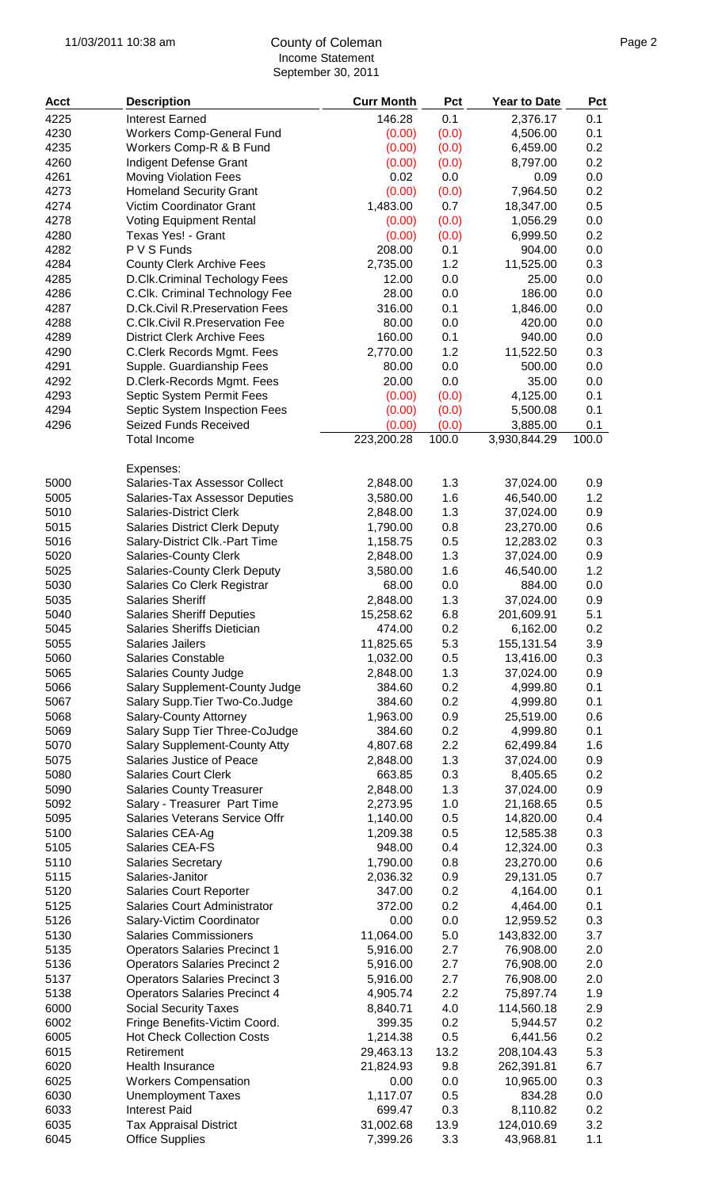# County of Coleman
## Income Statement
### September 30, 2011

| Acct | Description | Curr Month | Pct | Year to Date | Pct |
|---|---|---|---|---|---|
| 4225 | Interest Earned | 146.28 | 0.1 | 2,376.17 | 0.1 |
| 4230 | Workers Comp-General Fund | (0.00) | (0.0) | 4,506.00 | 0.1 |
| 4235 | Workers Comp-R & B Fund | (0.00) | (0.0) | 6,459.00 | 0.2 |
| 4260 | Indigent Defense Grant | (0.00) | (0.0) | 8,797.00 | 0.2 |
| 4261 | Moving Violation Fees | 0.02 | 0.0 | 0.09 | 0.0 |
| 4273 | Homeland Security Grant | (0.00) | (0.0) | 7,964.50 | 0.2 |
| 4274 | Victim Coordinator Grant | 1,483.00 | 0.7 | 18,347.00 | 0.5 |
| 4278 | Voting Equipment Rental | (0.00) | (0.0) | 1,056.29 | 0.0 |
| 4280 | Texas Yes! - Grant | (0.00) | (0.0) | 6,999.50 | 0.2 |
| 4282 | P V S Funds | 208.00 | 0.1 | 904.00 | 0.0 |
| 4284 | County Clerk Archive Fees | 2,735.00 | 1.2 | 11,525.00 | 0.3 |
| 4285 | D.Clk.Criminal Techology Fees | 12.00 | 0.0 | 25.00 | 0.0 |
| 4286 | C.Clk. Criminal Technology Fee | 28.00 | 0.0 | 186.00 | 0.0 |
| 4287 | D.Ck.Civil R.Preservation Fees | 316.00 | 0.1 | 1,846.00 | 0.0 |
| 4288 | C.Clk.Civil R.Preservation Fee | 80.00 | 0.0 | 420.00 | 0.0 |
| 4289 | District Clerk Archive Fees | 160.00 | 0.1 | 940.00 | 0.0 |
| 4290 | C.Clerk Records Mgmt. Fees | 2,770.00 | 1.2 | 11,522.50 | 0.3 |
| 4291 | Supple. Guardianship Fees | 80.00 | 0.0 | 500.00 | 0.0 |
| 4292 | D.Clerk-Records Mgmt. Fees | 20.00 | 0.0 | 35.00 | 0.0 |
| 4293 | Septic System Permit Fees | (0.00) | (0.0) | 4,125.00 | 0.1 |
| 4294 | Septic System Inspection Fees | (0.00) | (0.0) | 5,500.08 | 0.1 |
| 4296 | Seized Funds Received | (0.00) | (0.0) | 3,885.00 | 0.1 |
| | Total Income | 223,200.28 | 100.0 | 3,930,844.29 | 100.0 |
| | | | | | |
| | Expenses: | | | | |
| 5000 | Salaries-Tax Assessor Collect | 2,848.00 | 1.3 | 37,024.00 | 0.9 |
| 5005 | Salaries-Tax Assessor Deputies | 3,580.00 | 1.6 | 46,540.00 | 1.2 |
| 5010 | Salaries-District Clerk | 2,848.00 | 1.3 | 37,024.00 | 0.9 |
| 5015 | Salaries District Clerk Deputy | 1,790.00 | 0.8 | 23,270.00 | 0.6 |
| 5016 | Salary-District Clk.-Part Time | 1,158.75 | 0.5 | 12,283.02 | 0.3 |
| 5020 | Salaries-County Clerk | 2,848.00 | 1.3 | 37,024.00 | 0.9 |
| 5025 | Salaries-County Clerk Deputy | 3,580.00 | 1.6 | 46,540.00 | 1.2 |
| 5030 | Salaries Co Clerk Registrar | 68.00 | 0.0 | 884.00 | 0.0 |
| 5035 | Salaries Sheriff | 2,848.00 | 1.3 | 37,024.00 | 0.9 |
| 5040 | Salaries Sheriff Deputies | 15,258.62 | 6.8 | 201,609.91 | 5.1 |
| 5045 | Salaries Sheriffs Dietician | 474.00 | 0.2 | 6,162.00 | 0.2 |
| 5055 | Salaries Jailers | 11,825.65 | 5.3 | 155,131.54 | 3.9 |
| 5060 | Salaries Constable | 1,032.00 | 0.5 | 13,416.00 | 0.3 |
| 5065 | Salaries County Judge | 2,848.00 | 1.3 | 37,024.00 | 0.9 |
| 5066 | Salary Supplement-County Judge | 384.60 | 0.2 | 4,999.80 | 0.1 |
| 5067 | Salary Supp.Tier Two-Co.Judge | 384.60 | 0.2 | 4,999.80 | 0.1 |
| 5068 | Salary-County Attorney | 1,963.00 | 0.9 | 25,519.00 | 0.6 |
| 5069 | Salary Supp Tier Three-CoJudge | 384.60 | 0.2 | 4,999.80 | 0.1 |
| 5070 | Salary Supplement-County Atty | 4,807.68 | 2.2 | 62,499.84 | 1.6 |
| 5075 | Salaries Justice of Peace | 2,848.00 | 1.3 | 37,024.00 | 0.9 |
| 5080 | Salaries Court Clerk | 663.85 | 0.3 | 8,405.65 | 0.2 |
| 5090 | Salaries County Treasurer | 2,848.00 | 1.3 | 37,024.00 | 0.9 |
| 5092 | Salary - Treasurer Part Time | 2,273.95 | 1.0 | 21,168.65 | 0.5 |
| 5095 | Salaries Veterans Service Offr | 1,140.00 | 0.5 | 14,820.00 | 0.4 |
| 5100 | Salaries CEA-Ag | 1,209.38 | 0.5 | 12,585.38 | 0.3 |
| 5105 | Salaries CEA-FS | 948.00 | 0.4 | 12,324.00 | 0.3 |
| 5110 | Salaries Secretary | 1,790.00 | 0.8 | 23,270.00 | 0.6 |
| 5115 | Salaries-Janitor | 2,036.32 | 0.9 | 29,131.05 | 0.7 |
| 5120 | Salaries Court Reporter | 347.00 | 0.2 | 4,164.00 | 0.1 |
| 5125 | Salaries Court Administrator | 372.00 | 0.2 | 4,464.00 | 0.1 |
| 5126 | Salary-Victim Coordinator | 0.00 | 0.0 | 12,959.52 | 0.3 |
| 5130 | Salaries Commissioners | 11,064.00 | 5.0 | 143,832.00 | 3.7 |
| 5135 | Operators Salaries Precinct 1 | 5,916.00 | 2.7 | 76,908.00 | 2.0 |
| 5136 | Operators Salaries Precinct 2 | 5,916.00 | 2.7 | 76,908.00 | 2.0 |
| 5137 | Operators Salaries Precinct 3 | 5,916.00 | 2.7 | 76,908.00 | 2.0 |
| 5138 | Operators Salaries Precinct 4 | 4,905.74 | 2.2 | 75,897.74 | 1.9 |
| 6000 | Social Security Taxes | 8,840.71 | 4.0 | 114,560.18 | 2.9 |
| 6002 | Fringe Benefits-Victim Coord. | 399.35 | 0.2 | 5,944.57 | 0.2 |
| 6005 | Hot Check Collection Costs | 1,214.38 | 0.5 | 6,441.56 | 0.2 |
| 6015 | Retirement | 29,463.13 | 13.2 | 208,104.43 | 5.3 |
| 6020 | Health Insurance | 21,824.93 | 9.8 | 262,391.81 | 6.7 |
| 6025 | Workers Compensation | 0.00 | 0.0 | 10,965.00 | 0.3 |
| 6030 | Unemployment Taxes | 1,117.07 | 0.5 | 834.28 | 0.0 |
| 6033 | Interest Paid | 699.47 | 0.3 | 8,110.82 | 0.2 |
| 6035 | Tax Appraisal District | 31,002.68 | 13.9 | 124,010.69 | 3.2 |
| 6045 | Office Supplies | 7,399.26 | 3.3 | 43,968.81 | 1.1 |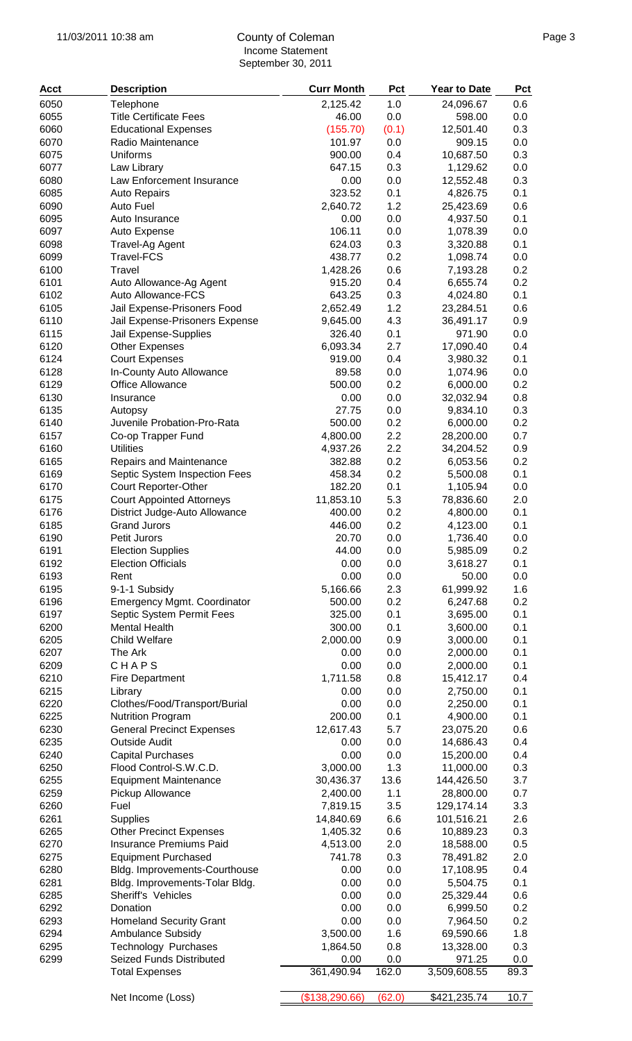County of Coleman
Income Statement
September 30, 2011

| Acct | Description | Curr Month | Pct | Year to Date | Pct |
|---|---|---|---|---|---|
| 6050 | Telephone | 2,125.42 | 1.0 | 24,096.67 | 0.6 |
| 6055 | Title Certificate Fees | 46.00 | 0.0 | 598.00 | 0.0 |
| 6060 | Educational Expenses | (155.70) | (0.1) | 12,501.40 | 0.3 |
| 6070 | Radio Maintenance | 101.97 | 0.0 | 909.15 | 0.0 |
| 6075 | Uniforms | 900.00 | 0.4 | 10,687.50 | 0.3 |
| 6077 | Law Library | 647.15 | 0.3 | 1,129.62 | 0.0 |
| 6080 | Law Enforcement Insurance | 0.00 | 0.0 | 12,552.48 | 0.3 |
| 6085 | Auto Repairs | 323.52 | 0.1 | 4,826.75 | 0.1 |
| 6090 | Auto Fuel | 2,640.72 | 1.2 | 25,423.69 | 0.6 |
| 6095 | Auto Insurance | 0.00 | 0.0 | 4,937.50 | 0.1 |
| 6097 | Auto Expense | 106.11 | 0.0 | 1,078.39 | 0.0 |
| 6098 | Travel-Ag Agent | 624.03 | 0.3 | 3,320.88 | 0.1 |
| 6099 | Travel-FCS | 438.77 | 0.2 | 1,098.74 | 0.0 |
| 6100 | Travel | 1,428.26 | 0.6 | 7,193.28 | 0.2 |
| 6101 | Auto Allowance-Ag Agent | 915.20 | 0.4 | 6,655.74 | 0.2 |
| 6102 | Auto Allowance-FCS | 643.25 | 0.3 | 4,024.80 | 0.1 |
| 6105 | Jail Expense-Prisoners Food | 2,652.49 | 1.2 | 23,284.51 | 0.6 |
| 6110 | Jail Expense-Prisoners Expense | 9,645.00 | 4.3 | 36,491.17 | 0.9 |
| 6115 | Jail Expense-Supplies | 326.40 | 0.1 | 971.90 | 0.0 |
| 6120 | Other Expenses | 6,093.34 | 2.7 | 17,090.40 | 0.4 |
| 6124 | Court Expenses | 919.00 | 0.4 | 3,980.32 | 0.1 |
| 6128 | In-County Auto Allowance | 89.58 | 0.0 | 1,074.96 | 0.0 |
| 6129 | Office Allowance | 500.00 | 0.2 | 6,000.00 | 0.2 |
| 6130 | Insurance | 0.00 | 0.0 | 32,032.94 | 0.8 |
| 6135 | Autopsy | 27.75 | 0.0 | 9,834.10 | 0.3 |
| 6140 | Juvenile Probation-Pro-Rata | 500.00 | 0.2 | 6,000.00 | 0.2 |
| 6157 | Co-op Trapper Fund | 4,800.00 | 2.2 | 28,200.00 | 0.7 |
| 6160 | Utilities | 4,937.26 | 2.2 | 34,204.52 | 0.9 |
| 6165 | Repairs and Maintenance | 382.88 | 0.2 | 6,053.56 | 0.2 |
| 6169 | Septic System Inspection Fees | 458.34 | 0.2 | 5,500.08 | 0.1 |
| 6170 | Court Reporter-Other | 182.20 | 0.1 | 1,105.94 | 0.0 |
| 6175 | Court Appointed Attorneys | 11,853.10 | 5.3 | 78,836.60 | 2.0 |
| 6176 | District Judge-Auto Allowance | 400.00 | 0.2 | 4,800.00 | 0.1 |
| 6185 | Grand Jurors | 446.00 | 0.2 | 4,123.00 | 0.1 |
| 6190 | Petit Jurors | 20.70 | 0.0 | 1,736.40 | 0.0 |
| 6191 | Election Supplies | 44.00 | 0.0 | 5,985.09 | 0.2 |
| 6192 | Election Officials | 0.00 | 0.0 | 3,618.27 | 0.1 |
| 6193 | Rent | 0.00 | 0.0 | 50.00 | 0.0 |
| 6195 | 9-1-1 Subsidy | 5,166.66 | 2.3 | 61,999.92 | 1.6 |
| 6196 | Emergency Mgmt. Coordinator | 500.00 | 0.2 | 6,247.68 | 0.2 |
| 6197 | Septic System Permit Fees | 325.00 | 0.1 | 3,695.00 | 0.1 |
| 6200 | Mental Health | 300.00 | 0.1 | 3,600.00 | 0.1 |
| 6205 | Child Welfare | 2,000.00 | 0.9 | 3,000.00 | 0.1 |
| 6207 | The Ark | 0.00 | 0.0 | 2,000.00 | 0.1 |
| 6209 | C H A P S | 0.00 | 0.0 | 2,000.00 | 0.1 |
| 6210 | Fire Department | 1,711.58 | 0.8 | 15,412.17 | 0.4 |
| 6215 | Library | 0.00 | 0.0 | 2,750.00 | 0.1 |
| 6220 | Clothes/Food/Transport/Burial | 0.00 | 0.0 | 2,250.00 | 0.1 |
| 6225 | Nutrition Program | 200.00 | 0.1 | 4,900.00 | 0.1 |
| 6230 | General Precinct Expenses | 12,617.43 | 5.7 | 23,075.20 | 0.6 |
| 6235 | Outside Audit | 0.00 | 0.0 | 14,686.43 | 0.4 |
| 6240 | Capital Purchases | 0.00 | 0.0 | 15,200.00 | 0.4 |
| 6250 | Flood Control-S.W.C.D. | 3,000.00 | 1.3 | 11,000.00 | 0.3 |
| 6255 | Equipment Maintenance | 30,436.37 | 13.6 | 144,426.50 | 3.7 |
| 6259 | Pickup Allowance | 2,400.00 | 1.1 | 28,800.00 | 0.7 |
| 6260 | Fuel | 7,819.15 | 3.5 | 129,174.14 | 3.3 |
| 6261 | Supplies | 14,840.69 | 6.6 | 101,516.21 | 2.6 |
| 6265 | Other Precinct Expenses | 1,405.32 | 0.6 | 10,889.23 | 0.3 |
| 6270 | Insurance Premiums Paid | 4,513.00 | 2.0 | 18,588.00 | 0.5 |
| 6275 | Equipment Purchased | 741.78 | 0.3 | 78,491.82 | 2.0 |
| 6280 | Bldg. Improvements-Courthouse | 0.00 | 0.0 | 17,108.95 | 0.4 |
| 6281 | Bldg. Improvements-Tolar Bldg. | 0.00 | 0.0 | 5,504.75 | 0.1 |
| 6285 | Sheriff's Vehicles | 0.00 | 0.0 | 25,329.44 | 0.6 |
| 6292 | Donation | 0.00 | 0.0 | 6,999.50 | 0.2 |
| 6293 | Homeland Security Grant | 0.00 | 0.0 | 7,964.50 | 0.2 |
| 6294 | Ambulance Subsidy | 3,500.00 | 1.6 | 69,590.66 | 1.8 |
| 6295 | Technology Purchases | 1,864.50 | 0.8 | 13,328.00 | 0.3 |
| 6299 | Seized Funds Distributed | 0.00 | 0.0 | 971.25 | 0.0 |
| | Total Expenses | 361,490.94 | 162.0 | 3,509,608.55 | 89.3 |
| | Net Income (Loss) | ($138,290.66) | (62.0) | $421,235.74 | 10.7 |